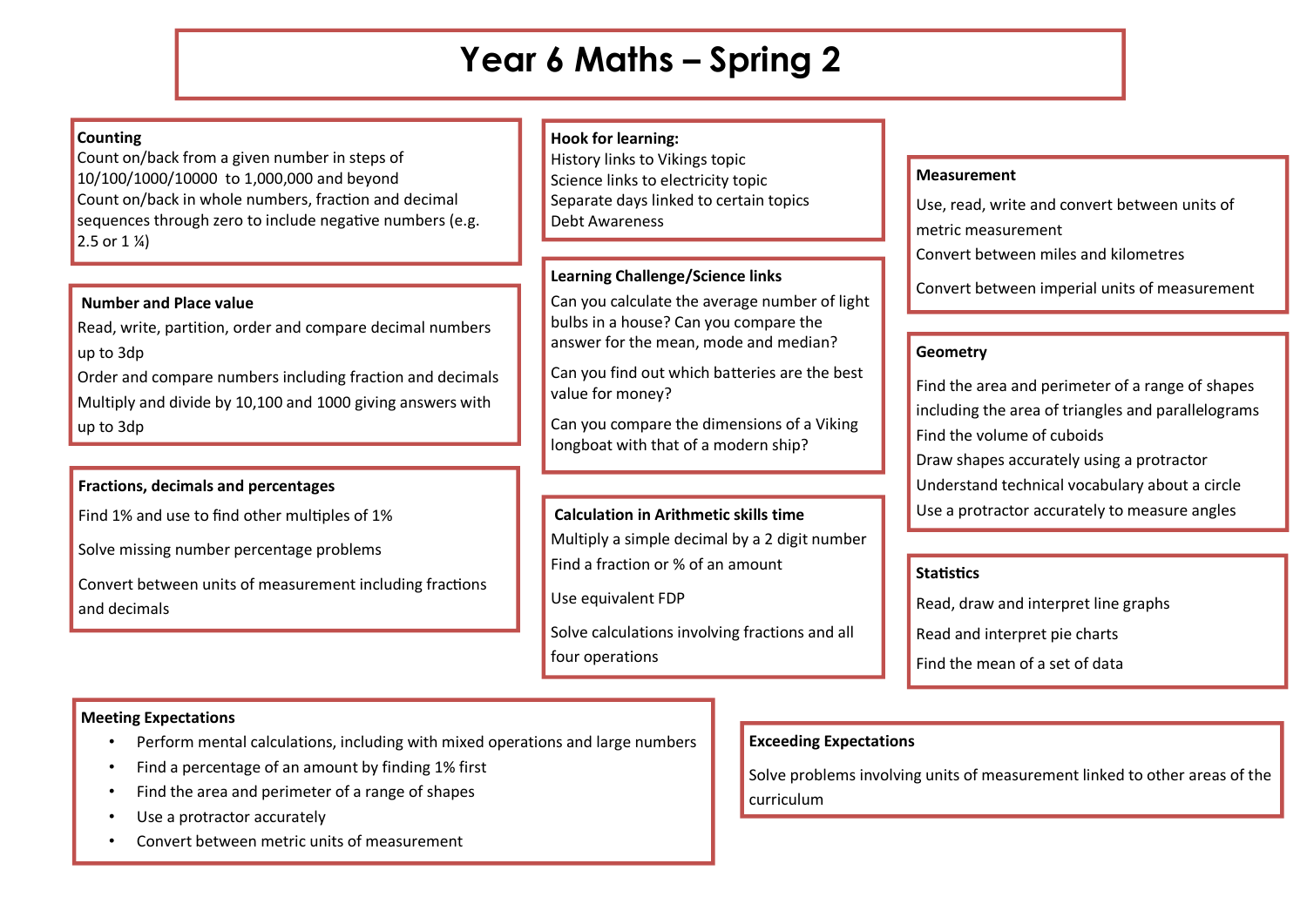# Year 6 Maths – Spring 2

## Counting

Count on/back from a given number in steps of 10/100/1000/10000 to 1,000,000 and beyond

Count on/back in whole numbers, fraction and decimal sequences through zero to include negative numbers (e.g. 2.5 or 1 ¼)

## Number and Place value

Read, write, partition, order and compare decimal numbers up to 3dp

Order and compare numbers including fraction and decimals

Multiply and divide by 10,100 and 1000 giving answers with up to 3dp

## Fractions, decimals and percentages

Find 1% and use to find other multiples of 1%

Solve missing number percentage problems

Convert between units of measurement including fractions and decimals

## Hook for learning:

History links to Vikings topic

Science links to electricity topic

Separate days linked to certain topics

Debt Awareness

## Learning Challenge/Science links

Can you calculate the average number of light bulbs in a house? Can you compare the answer for the mean, mode and median?

Can you find out which batteries are the best value for money?

Can you compare the dimensions of a Viking longboat with that of a modern ship?

## Calculation in Arithmetic skills time

Multiply a simple decimal by a 2 digit number

Find a fraction or % of an amount

Use equivalent FDP

Solve calculations involving fractions and all four operations

## Measurement

Use, read, write and convert between units of metric measurement

Convert between miles and kilometres

Convert between imperial units of measurement

## Geometry

Find the area and perimeter of a range of shapes including the area of triangles and parallelograms

Find the volume of cuboids

Draw shapes accurately using a protractor

Understand technical vocabulary about a circle

Use a protractor accurately to measure angles

## Statistics

Read, draw and interpret line graphs

Read and interpret pie charts

Find the mean of a set of data

## Meeting Expectations

- Perform mental calculations, including with mixed operations and large numbers
- Find a percentage of an amount by finding 1% first
- Find the area and perimeter of a range of shapes
- Use a protractor accurately
- Convert between metric units of measurement

## Exceeding Expectations

Solve problems involving units of measurement linked to other areas of the curriculum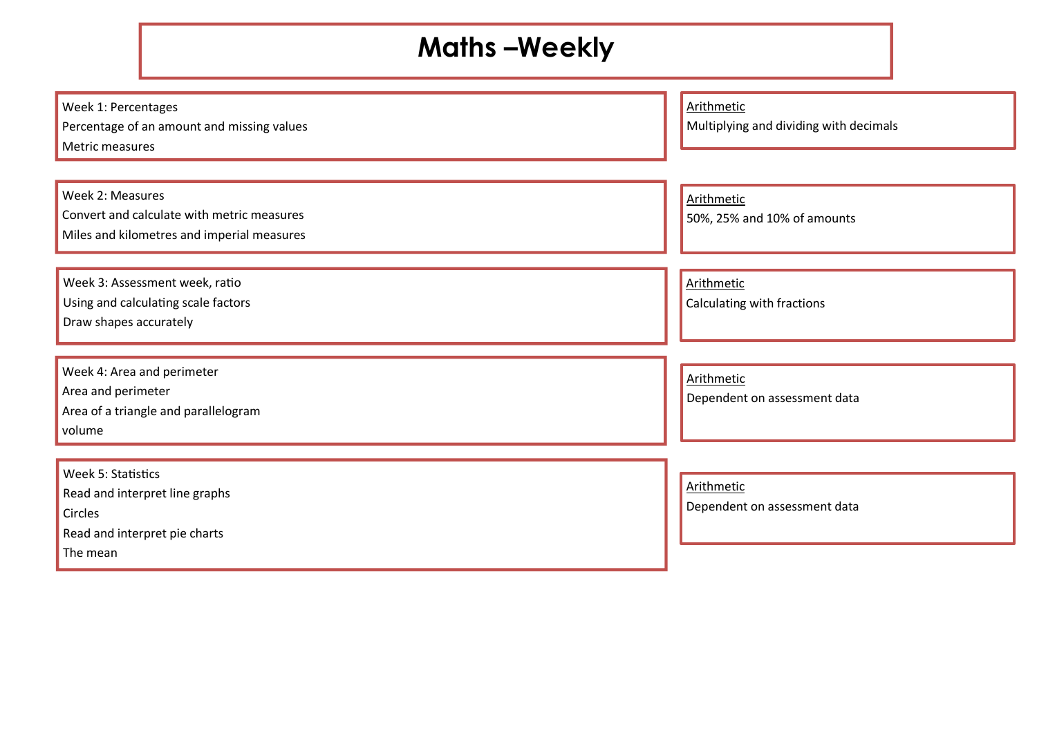# Maths –Weekly

Week 1: Percentages
Percentage of an amount and missing values
Metric measures

Arithmetic
Multiplying and dividing with decimals

Week 2: Measures
Convert and calculate with metric measures
Miles and kilometres and imperial measures

Arithmetic
50%, 25% and 10% of amounts

Week 3: Assessment week, ratio
Using and calculating scale factors
Draw shapes accurately

Arithmetic
Calculating with fractions

Week 4: Area and perimeter
Area and perimeter
Area of a triangle and parallelogram
volume

Arithmetic
Dependent on assessment data

Week 5: Statistics
Read and interpret line graphs
Circles
Read and interpret pie charts
The mean

Arithmetic
Dependent on assessment data